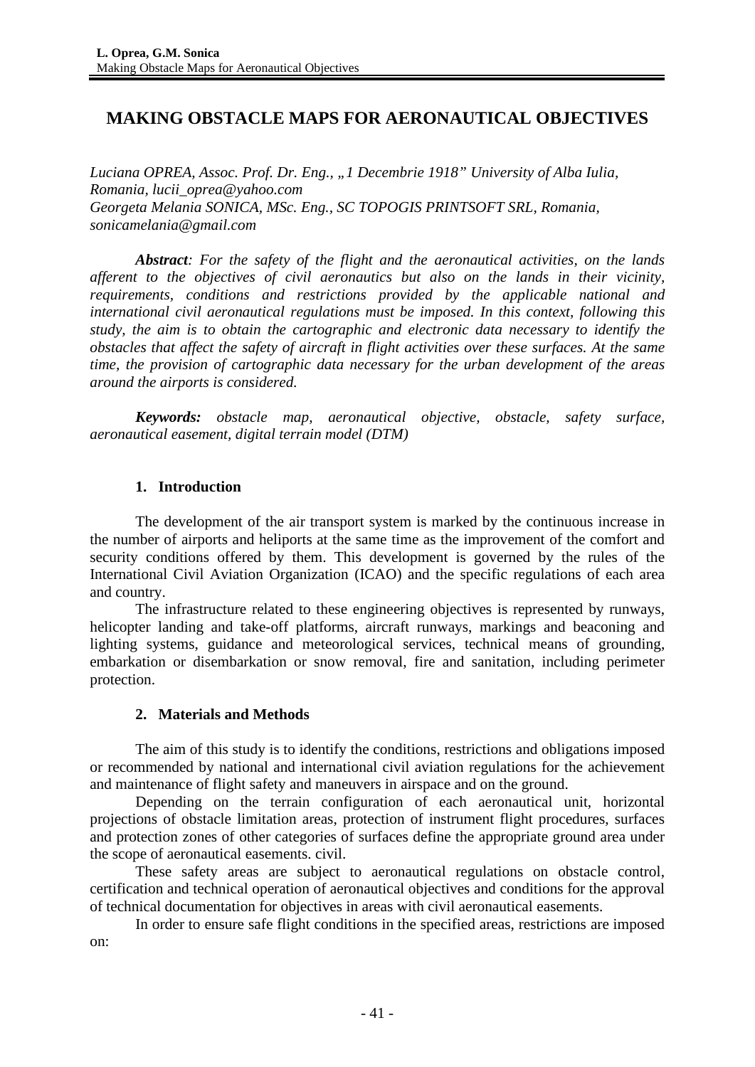# MAKING OBSTACLE MAPS FOR AERONAUTICAL OBJECTIVES

*Luciana OPREA, Assoc. Prof. Dr. Eng., „1 Decembrie 1918" University of Alba Iulia, Romania, lucii_oprea@yahoo.com*
*Georgeta Melania SONICA, MSc. Eng., SC TOPOGIS PRINTSOFT SRL, Romania, sonicamelania@gmail.com*

***Abstract****: For the safety of the flight and the aeronautical activities, on the lands afferent to the objectives of civil aeronautics but also on the lands in their vicinity, requirements, conditions and restrictions provided by the applicable national and international civil aeronautical regulations must be imposed. In this context, following this study, the aim is to obtain the cartographic and electronic data necessary to identify the obstacles that affect the safety of aircraft in flight activities over these surfaces. At the same time, the provision of cartographic data necessary for the urban development of the areas around the airports is considered.*

***Keywords:*** *obstacle map, aeronautical objective, obstacle, safety surface, aeronautical easement, digital terrain model (DTM)*

## 1. Introduction

The development of the air transport system is marked by the continuous increase in the number of airports and heliports at the same time as the improvement of the comfort and security conditions offered by them. This development is governed by the rules of the International Civil Aviation Organization (ICAO) and the specific regulations of each area and country.

The infrastructure related to these engineering objectives is represented by runways, helicopter landing and take-off platforms, aircraft runways, markings and beaconing and lighting systems, guidance and meteorological services, technical means of grounding, embarkation or disembarkation or snow removal, fire and sanitation, including perimeter protection.

## 2. Materials and Methods

The aim of this study is to identify the conditions, restrictions and obligations imposed or recommended by national and international civil aviation regulations for the achievement and maintenance of flight safety and maneuvers in airspace and on the ground.

Depending on the terrain configuration of each aeronautical unit, horizontal projections of obstacle limitation areas, protection of instrument flight procedures, surfaces and protection zones of other categories of surfaces define the appropriate ground area under the scope of aeronautical easements. civil.

These safety areas are subject to aeronautical regulations on obstacle control, certification and technical operation of aeronautical objectives and conditions for the approval of technical documentation for objectives in areas with civil aeronautical easements.

In order to ensure safe flight conditions in the specified areas, restrictions are imposed on: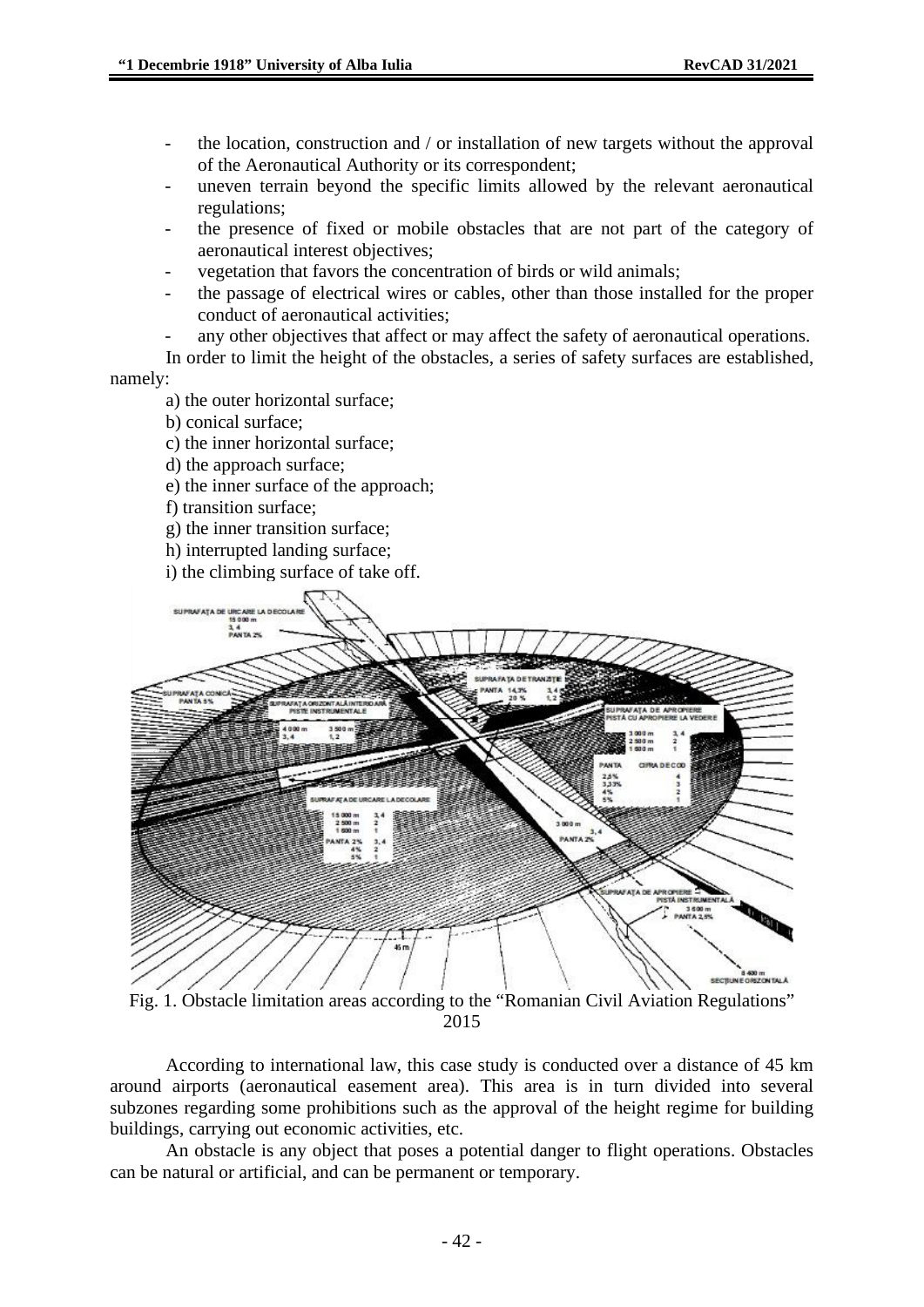- the location, construction and / or installation of new targets without the approval of the Aeronautical Authority or its correspondent;
- uneven terrain beyond the specific limits allowed by the relevant aeronautical regulations;
- the presence of fixed or mobile obstacles that are not part of the category of aeronautical interest objectives;
- vegetation that favors the concentration of birds or wild animals;
- the passage of electrical wires or cables, other than those installed for the proper conduct of aeronautical activities;
- any other objectives that affect or may affect the safety of aeronautical operations.

In order to limit the height of the obstacles, a series of safety surfaces are established, namely:

a) the outer horizontal surface;
b) conical surface;
c) the inner horizontal surface;
d) the approach surface;
e) the inner surface of the approach;
f) transition surface;
g) the inner transition surface;
h) interrupted landing surface;
i) the climbing surface of take off.

Fig. 1. Obstacle limitation areas according to the "Romanian Civil Aviation Regulations" 2015

According to international law, this case study is conducted over a distance of 45 km around airports (aeronautical easement area). This area is in turn divided into several subzones regarding some prohibitions such as the approval of the height regime for building buildings, carrying out economic activities, etc.

An obstacle is any object that poses a potential danger to flight operations. Obstacles can be natural or artificial, and can be permanent or temporary.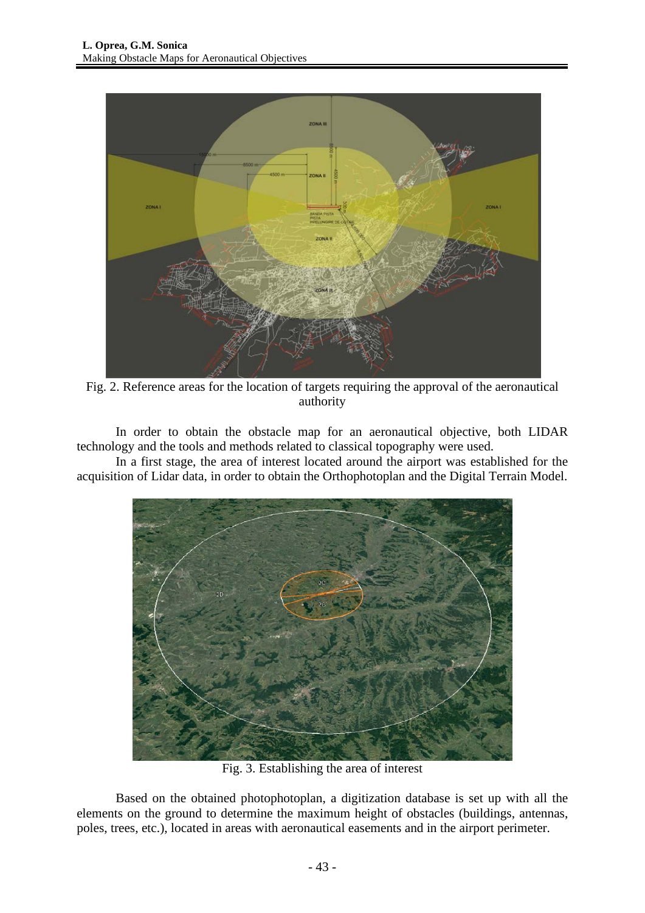Fig. 2. Reference areas for the location of targets requiring the approval of the aeronautical authority

In order to obtain the obstacle map for an aeronautical objective, both LIDAR technology and the tools and methods related to classical topography were used.

In a first stage, the area of interest located around the airport was established for the acquisition of Lidar data, in order to obtain the Orthophotoplan and the Digital Terrain Model.

Fig. 3. Establishing the area of interest

Based on the obtained photophotoplan, a digitization database is set up with all the elements on the ground to determine the maximum height of obstacles (buildings, antennas, poles, trees, etc.), located in areas with aeronautical easements and in the airport perimeter.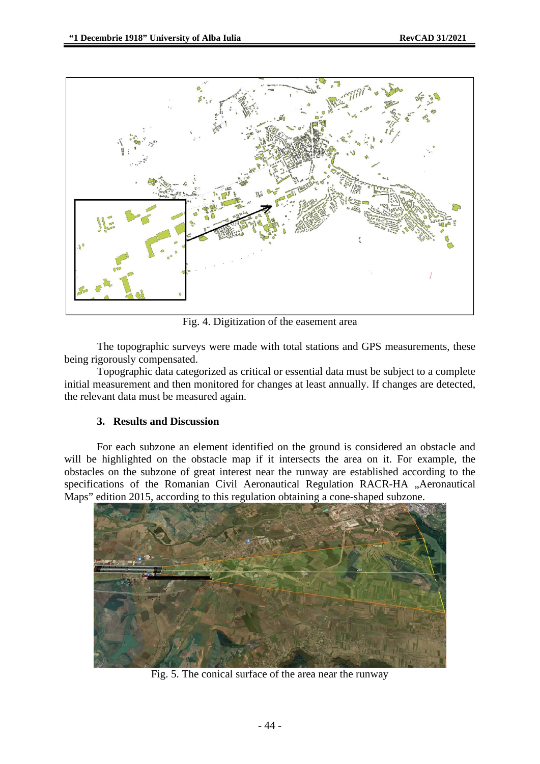Fig. 4. Digitization of the easement area

The topographic surveys were made with total stations and GPS measurements, these being rigorously compensated.

Topographic data categorized as critical or essential data must be subject to a complete initial measurement and then monitored for changes at least annually. If changes are detected, the relevant data must be measured again.

## 3. Results and Discussion

For each subzone an element identified on the ground is considered an obstacle and will be highlighted on the obstacle map if it intersects the area on it. For example, the obstacles on the subzone of great interest near the runway are established according to the specifications of the Romanian Civil Aeronautical Regulation RACR-HA „Aeronautical Maps" edition 2015, according to this regulation obtaining a cone-shaped subzone.

Fig. 5. The conical surface of the area near the runway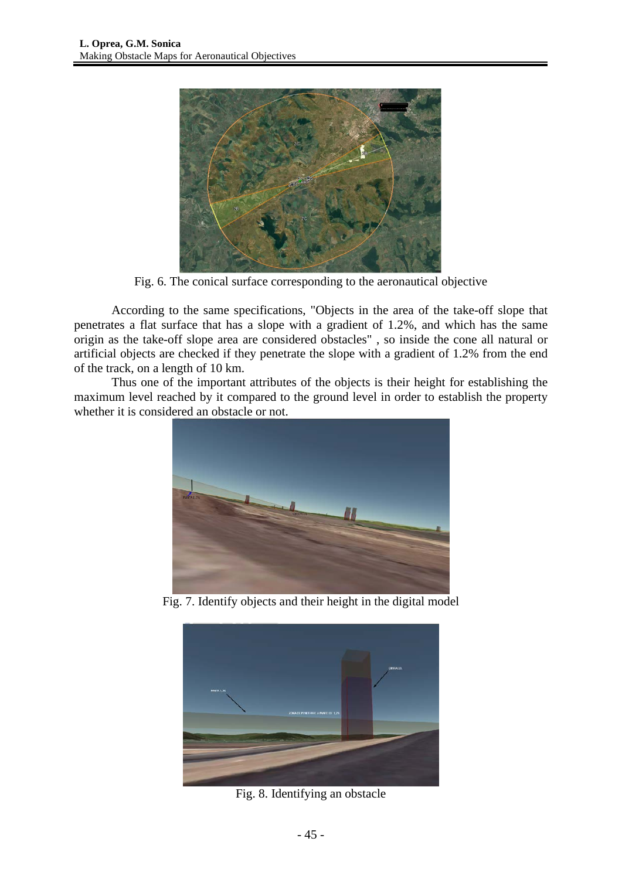Fig. 6. The conical surface corresponding to the aeronautical objective

According to the same specifications, "Objects in the area of the take-off slope that penetrates a flat surface that has a slope with a gradient of 1.2%, and which has the same origin as the take-off slope area are considered obstacles" , so inside the cone all natural or artificial objects are checked if they penetrate the slope with a gradient of 1.2% from the end of the track, on a length of 10 km.

Thus one of the important attributes of the objects is their height for establishing the maximum level reached by it compared to the ground level in order to establish the property whether it is considered an obstacle or not.

Fig. 7. Identify objects and their height in the digital model

Fig. 8. Identifying an obstacle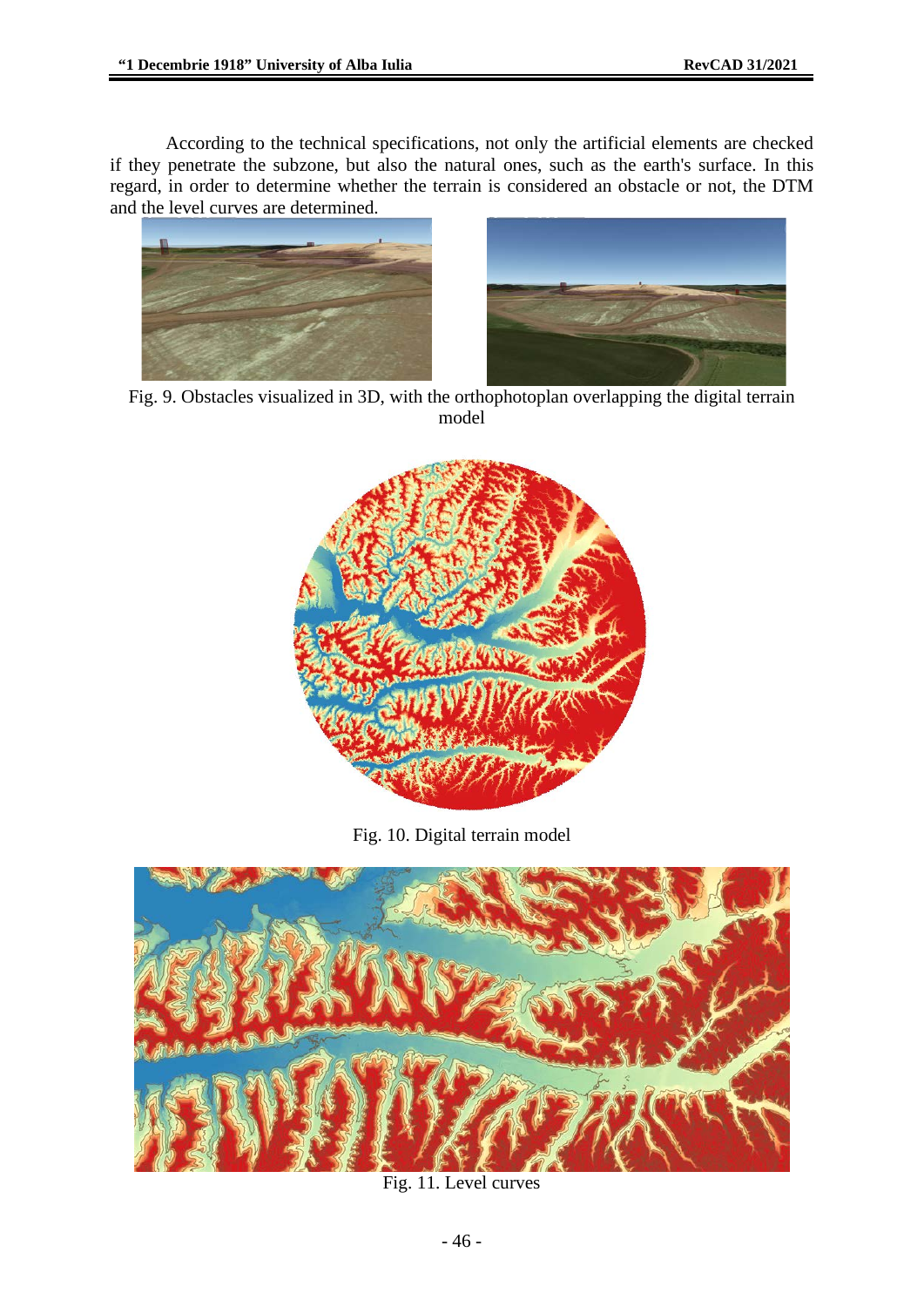According to the technical specifications, not only the artificial elements are checked if they penetrate the subzone, but also the natural ones, such as the earth's surface. In this regard, in order to determine whether the terrain is considered an obstacle or not, the DTM and the level curves are determined.

Fig. 9. Obstacles visualized in 3D, with the orthophotoplan overlapping the digital terrain model

Fig. 10. Digital terrain model

Fig. 11. Level curves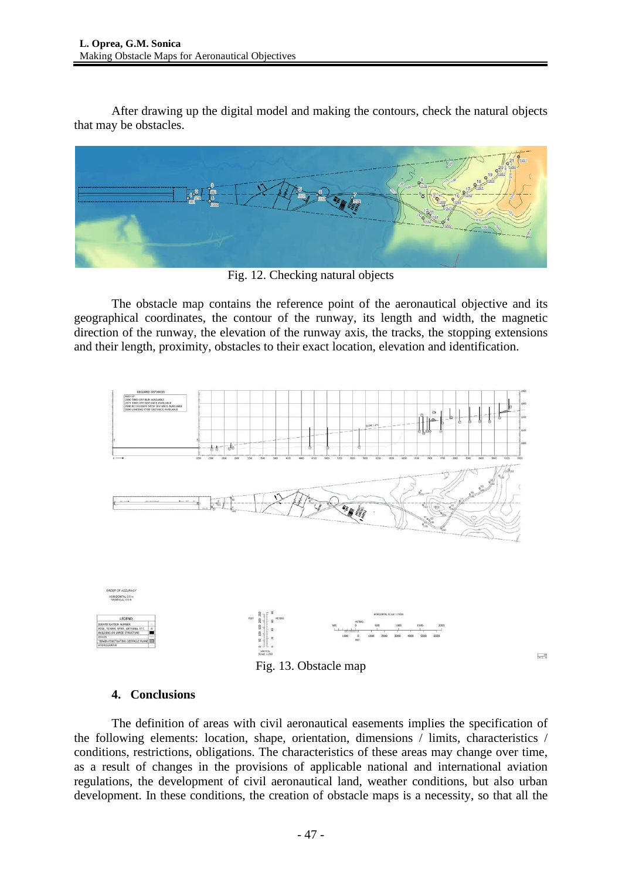After drawing up the digital model and making the contours, check the natural objects that may be obstacles.

Fig. 12. Checking natural objects

The obstacle map contains the reference point of the aeronautical objective and its geographical coordinates, the contour of the runway, its length and width, the magnetic direction of the runway, the elevation of the runway axis, the tracks, the stopping extensions and their length, proximity, obstacles to their exact location, elevation and identification.

Fig. 13. Obstacle map

## 4. Conclusions

The definition of areas with civil aeronautical easements implies the specification of the following elements: location, shape, orientation, dimensions / limits, characteristics / conditions, restrictions, obligations. The characteristics of these areas may change over time, as a result of changes in the provisions of applicable national and international aviation regulations, the development of civil aeronautical land, weather conditions, but also urban development. In these conditions, the creation of obstacle maps is a necessity, so that all the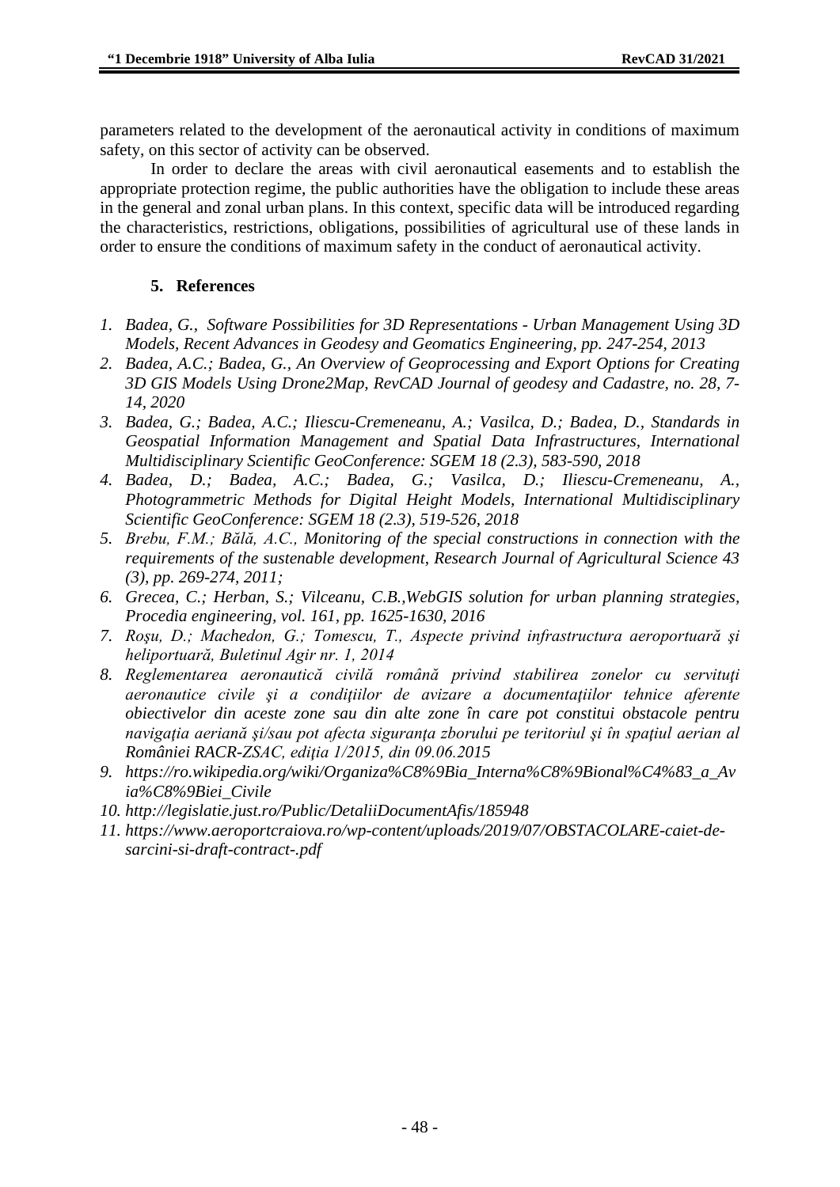parameters related to the development of the aeronautical activity in conditions of maximum safety, on this sector of activity can be observed.

In order to declare the areas with civil aeronautical easements and to establish the appropriate protection regime, the public authorities have the obligation to include these areas in the general and zonal urban plans. In this context, specific data will be introduced regarding the characteristics, restrictions, obligations, possibilities of agricultural use of these lands in order to ensure the conditions of maximum safety in the conduct of aeronautical activity.

## 5. References

1. *Badea, G., Software Possibilities for 3D Representations - Urban Management Using 3D Models, Recent Advances in Geodesy and Geomatics Engineering, pp. 247-254, 2013*
2. *Badea, A.C.; Badea, G., An Overview of Geoprocessing and Export Options for Creating 3D GIS Models Using Drone2Map, RevCAD Journal of geodesy and Cadastre, no. 28, 7-14, 2020*
3. *Badea, G.; Badea, A.C.; Iliescu-Cremeneanu, A.; Vasilca, D.; Badea, D., Standards in Geospatial Information Management and Spatial Data Infrastructures, International Multidisciplinary Scientific GeoConference: SGEM 18 (2.3), 583-590, 2018*
4. *Badea, D.; Badea, A.C.; Badea, G.; Vasilca, D.; Iliescu-Cremeneanu, A., Photogrammetric Methods for Digital Height Models, International Multidisciplinary Scientific GeoConference: SGEM 18 (2.3), 519-526, 2018*
5. *Brebu, F.M.; Bălă, A.C., Monitoring of the special constructions in connection with the requirements of the sustenable development, Research Journal of Agricultural Science 43 (3), pp. 269-274, 2011;*
6. *Grecea, C.; Herban, S.; Vilceanu, C.B.,WebGIS solution for urban planning strategies, Procedia engineering, vol. 161, pp. 1625-1630, 2016*
7. *Roşu, D.; Machedon, G.; Tomescu, T., Aspecte privind infrastructura aeroportuară şi heliportuară, Buletinul Agir nr. 1, 2014*
8. *Reglementarea aeronautică civilă română privind stabilirea zonelor cu servituţi aeronautice civile şi a condiţiilor de avizare a documentaţiilor tehnice aferente obiectivelor din aceste zone sau din alte zone în care pot constitui obstacole pentru navigaţia aeriană şi/sau pot afecta siguranţa zborului pe teritoriul şi în spaţiul aerian al României RACR-ZSAC, ediţia 1/2015, din 09.06.2015*
9. *https://ro.wikipedia.org/wiki/Organiza%C8%9Bia_Interna%C8%9Bional%C4%83_a_Avia%C8%9Biei_Civile*
10. *http://legislatie.just.ro/Public/DetaliiDocumentAfis/185948*
11. *https://www.aeroportcraiova.ro/wp-content/uploads/2019/07/OBSTACOLARE-caiet-de-sarcini-si-draft-contract-.pdf*